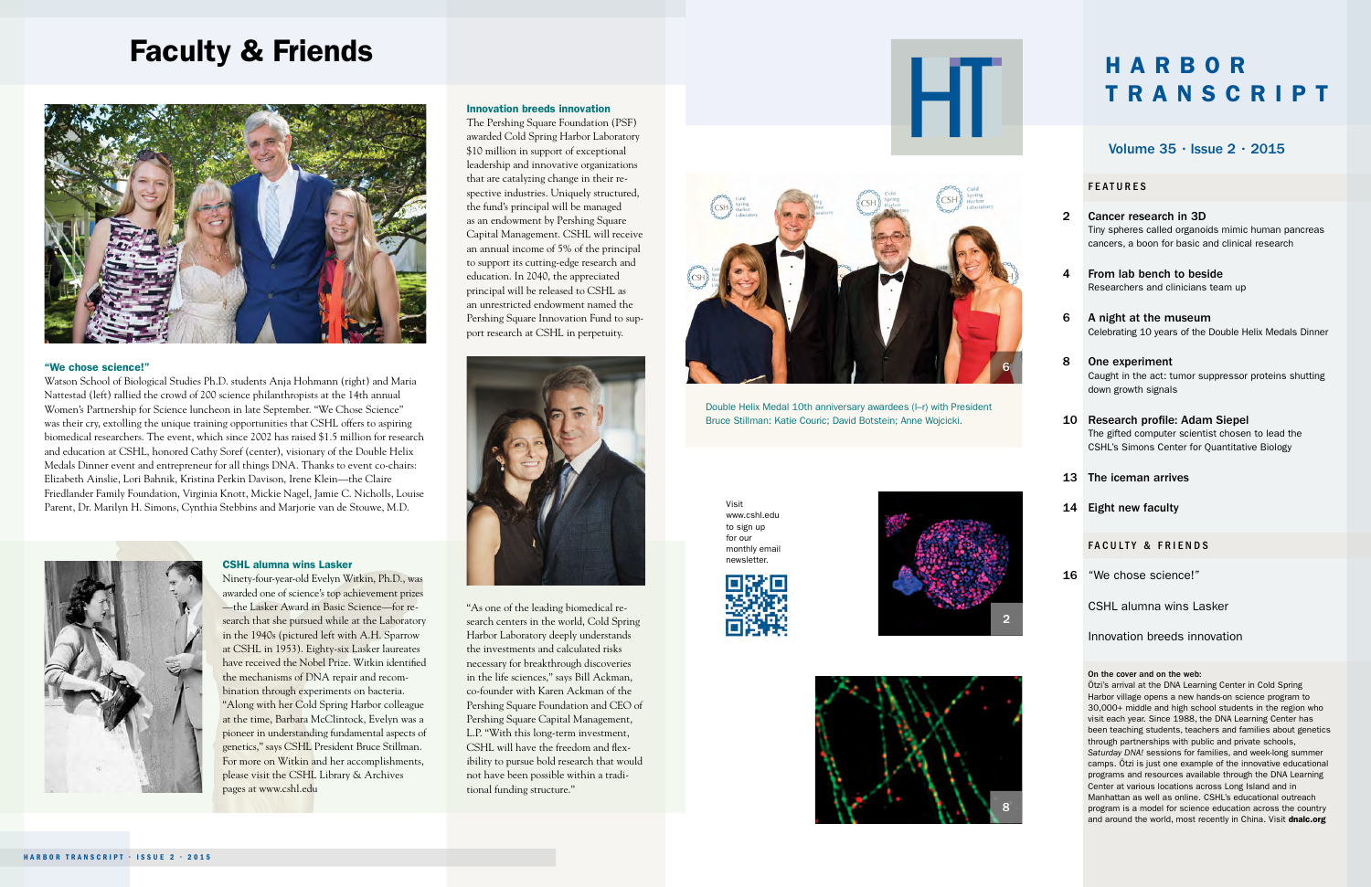# Faculty & Friends

### "We chose science!"

Watson School of Biological Studies Ph.D. students Anja Hohmann (right) and Maria Nattestad (left) rallied the crowd of 200 science philanthropists at the 14th annual Women's Partnership for Science luncheon in late September. "We Chose Science" was their cry, extolling the unique training opportunities that CSHL offers to aspiring biomedical researchers. The event, which since 2002 has raised $1.5 million for research and education at CSHL, honored Cathy Soref (center), visionary of the Double Helix Medals Dinner event and entrepreneur for all things DNA. Thanks to event co-chairs: Elizabeth Ainslie, Lori Bahnik, Kristina Perkin Davison, Irene Klein—the Claire Friedlander Family Foundation, Virginia Knott, Mickie Nagel, Jamie C. Nicholls, Louise Parent, Dr. Marilyn H. Simons, Cynthia Stebbins and Marjorie van de Stouwe, M.D.

### CSHL alumna wins Lasker

Ninety-four-year-old Evelyn Witkin, Ph.D., was awarded one of science's top achievement prizes—the Lasker Award in Basic Science—for research that she pursued while at the Laboratory in the 1940s (pictured left with A.H. Sparrow at CSHL in 1953). Eighty-six Lasker laureates have received the Nobel Prize. Witkin identified the mechanisms of DNA repair and recombination through experiments on bacteria. "Along with her Cold Spring Harbor colleague at the time, Barbara McClintock, Evelyn was a pioneer in understanding fundamental aspects of genetics," says CSHL President Bruce Stillman. For more on Witkin and her accomplishments, please visit the CSHL Library & Archives pages at www.cshl.edu

### Innovation breeds innovation

The Pershing Square Foundation (PSF) awarded Cold Spring Harbor Laboratory $10 million in support of exceptional leadership and innovative organizations that are catalyzing change in their respective industries. Uniquely structured, the fund's principal will be managed as an endowment by Pershing Square Capital Management. CSHL will receive an annual income of 5% of the principal to support its cutting-edge research and education. In 2040, the appreciated principal will be released to CSHL as an unrestricted endowment named the Pershing Square Innovation Fund to support research at CSHL in perpetuity.

"As one of the leading biomedical research centers in the world, Cold Spring Harbor Laboratory deeply understands the investments and calculated risks necessary for breakthrough discoveries in the life sciences," says Bill Ackman, co-founder with Karen Ackman of the Pershing Square Foundation and CEO of Pershing Square Capital Management, L.P. "With this long-term investment, CSHL will have the freedom and flexibility to pursue bold research that would not have been possible within a traditional funding structure."

# HARBOR TRANSCRIPT

Volume 35 · Issue 2 · 2015

Double Helix Medal 10th anniversary awardees (l–r) with President Bruce Stillman: Katie Couric; David Botstein; Anne Wojcicki.

Visit www.cshl.edu to sign up for our monthly email newsletter.

## FEATURES

2 **Cancer research in 3D**
Tiny spheres called organoids mimic human pancreas cancers, a boon for basic and clinical research

4 **From lab bench to beside**
Researchers and clinicians team up

6 **A night at the museum**
Celebrating 10 years of the Double Helix Medals Dinner

8 **One experiment**
Caught in the act: tumor suppressor proteins shutting down growth signals

10 **Research profile: Adam Siepel**
The gifted computer scientist chosen to lead the CSHL's Simons Center for Quantitative Biology

13 **The iceman arrives**

14 **Eight new faculty**

## FACULTY & FRIENDS

16 "We chose science!"

CSHL alumna wins Lasker

Innovation breeds innovation

**On the cover and on the web:**
Ötzi's arrival at the DNA Learning Center in Cold Spring Harbor village opens a new hands-on science program to 30,000+ middle and high school students in the region who visit each year. Since 1988, the DNA Learning Center has been teaching students, teachers and families about genetics through partnerships with public and private schools, *Saturday DNA!* sessions for families, and week-long summer camps. Ötzi is just one example of the innovative educational programs and resources available through the DNA Learning Center at various locations across Long Island and in Manhattan as well as online. CSHL's educational outreach program is a model for science education across the country and around the world, most recently in China. Visit **dnalc.org**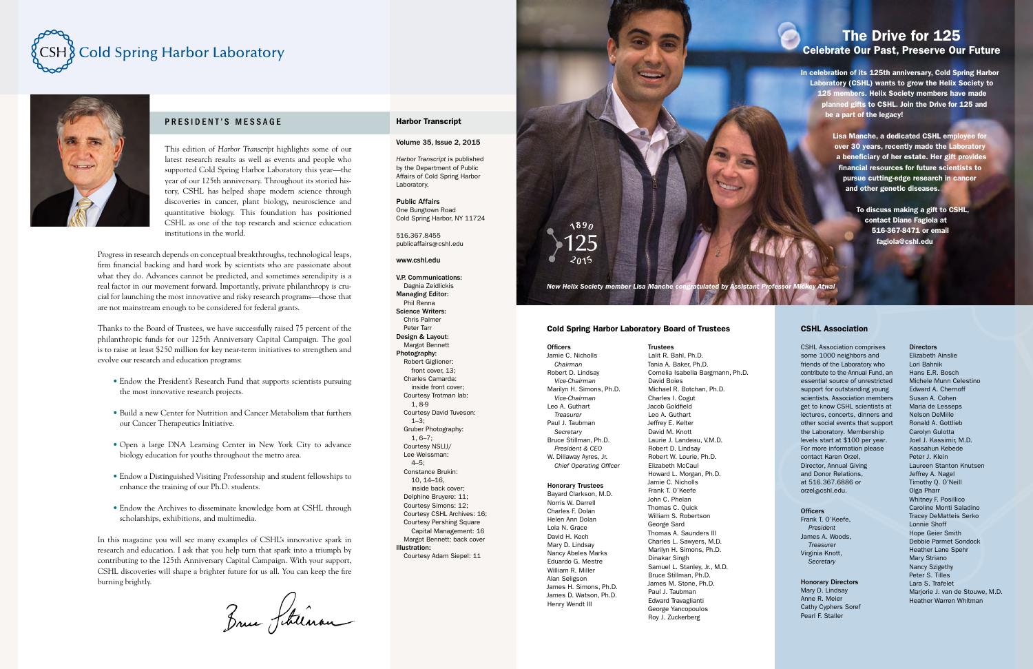# Cold Spring Harbor Laboratory

## PRESIDENT'S MESSAGE

This edition of *Harbor Transcript* highlights some of our latest research results as well as events and people who supported Cold Spring Harbor Laboratory this year—the year of our 125th anniversary. Throughout its storied history, CSHL has helped shape modern science through discoveries in cancer, plant biology, neuroscience and quantitative biology. This foundation has positioned CSHL as one of the top research and science education institutions in the world.

Progress in research depends on conceptual breakthroughs, technological leaps, firm financial backing and hard work by scientists who are passionate about what they do. Advances cannot be predicted, and sometimes serendipity is a real factor in our movement forward. Importantly, private philanthropy is crucial for launching the most innovative and risky research programs—those that are not mainstream enough to be considered for federal grants.

Thanks to the Board of Trustees, we have successfully raised 75 percent of the philanthropic funds for our 125th Anniversary Capital Campaign. The goal is to raise at least $250 million for key near-term initiatives to strengthen and evolve our research and education programs:

- Endow the President's Research Fund that supports scientists pursuing the most innovative research projects.
- Build a new Center for Nutrition and Cancer Metabolism that furthers our Cancer Therapeutics Initiative.
- Open a large DNA Learning Center in New York City to advance biology education for youths throughout the metro area.
- Endow a Distinguished Visiting Professorship and student fellowships to enhance the training of our Ph.D. students.
- Endow the Archives to disseminate knowledge born at CSHL through scholarships, exhibitions, and multimedia.

In this magazine you will see many examples of CSHL's innovative spark in research and education. I ask that you help turn that spark into a triumph by contributing to the 125th Anniversary Capital Campaign. With your support, CSHL discoveries will shape a brighter future for us all. You can keep the fire burning brightly.

Bruce Stillman

## Harbor Transcript

Volume 35, Issue 2, 2015

*Harbor Transcript* is published by the Department of Public Affairs of Cold Spring Harbor Laboratory.

**Public Affairs**
One Bungtown Road
Cold Spring Harbor, NY 11724

516.367.8455
publicaffairs@cshl.edu

**www.cshl.edu**

**V.P. Communications:**
Dagnia Zeidlickis
**Managing Editor:**
Phil Renna
**Science Writers:**
Chris Palmer
Peter Tarr
**Design & Layout:**
Margot Bennett
**Photography:**
Robert Giglioner: front cover, 13;
Charles Camarda: inside front cover;
Courtesy Trotman lab: 1, 8-9
Courtesy David Tuveson: 1–3;
Gruber Photography: 1, 6–7;
Courtesy NSLIJ/ Lee Weissman: 4–5;
Constance Brukin: 10, 14–16, inside back cover;
Delphine Bruyere: 11;
Courtesy Simons: 12;
Courtesy CSHL Archives: 16;
Courtesy Pershing Square Capital Management: 16
Margot Bennett: back cover
**Illustration:**
Courtesy Adam Siepel: 11

## The Drive for 125
### Celebrate Our Past, Preserve Our Future

1890 125 2015

**In celebration of its 125th anniversary, Cold Spring Harbor Laboratory (CSHL) wants to grow the Helix Society to 125 members. Helix Society members have made planned gifts to CSHL. Join the Drive for 125 and be a part of the legacy!**

**Lisa Manche, a dedicated CSHL employee for over 30 years, recently made the Laboratory a beneficiary of her estate. Her gift provides financial resources for future scientists to pursue cutting-edge research in cancer and other genetic diseases.**

**To discuss making a gift to CSHL, contact Diane Fagiola at 516-367-8471 or email fagiola@cshl.edu**

*New Helix Society member Lisa Manche congratulated by Assistant Professor Mickey Atwal*

## Cold Spring Harbor Laboratory Board of Trustees

**Officers**
Jamie C. Nicholls, *Chairman*
Robert D. Lindsay, *Vice-Chairman*
Marilyn H. Simons, Ph.D., *Vice-Chairman*
Leo A. Guthart, *Treasurer*
Paul J. Taubman, *Secretary*
Bruce Stillman, Ph.D., *President & CEO*
W. Dillaway Ayres, Jr., *Chief Operating Officer*

**Honorary Trustees**
Bayard Clarkson, M.D.
Norris W. Darrell
Charles F. Dolan
Helen Ann Dolan
Lola N. Grace
David H. Koch
Mary D. Lindsay
Nancy Abeles Marks
Eduardo G. Mestre
William R. Miller
Alan Seligson
James H. Simons, Ph.D.
James D. Watson, Ph.D.
Henry Wendt III

**Trustees**
Lalit R. Bahl, Ph.D.
Tania A. Baker, Ph.D.
Cornelia Isabella Bargmann, Ph.D.
David Boies
Michael R. Botchan, Ph.D.
Charles I. Cogut
Jacob Goldfield
Leo A. Guthart
Jeffrey E. Kelter
David M. Knott
Laurie J. Landeau, V.M.D.
Robert D. Lindsay
Robert W. Lourie, Ph.D.
Elizabeth McCaul
Howard L. Morgan, Ph.D.
Jamie C. Nicholls
Frank T. O'Keefe
John C. Phelan
Thomas C. Quick
William S. Robertson
George Sard
Thomas A. Saunders III
Charles L. Sawyers, M.D.
Marilyn H. Simons, Ph.D.
Dinakar Singh
Samuel L. Stanley, Jr., M.D.
Bruce Stillman, Ph.D.
James M. Stone, Ph.D.
Paul J. Taubman
Edward Travaglianti
George Yancopoulos
Roy J. Zuckerberg

## CSHL Association

CSHL Association comprises some 1000 neighbors and friends of the Laboratory who contribute to the Annual Fund, an essential source of unrestricted support for outstanding young scientists. Association members get to know CSHL scientists at lectures, concerts, dinners and other social events that support the Laboratory. Membership levels start at $100 per year. For more information please contact Karen Orzel, Director, Annual Giving and Donor Relations, at 516.367.6886 or orzel@cshl.edu.

**Officers**
Frank T. O'Keefe, *President*
James A. Woods, *Treasurer*
Virginia Knott, *Secretary*

**Honorary Directors**
Mary D. Lindsay
Anne R. Meier
Cathy Cyphers Soref
Pearl F. Staller

**Directors**
Elizabeth Ainslie
Lori Bahnik
Hans E.R. Bosch
Michele Munn Celestino
Edward A. Chernoff
Susan A. Cohen
Maria de Lesseps
Nelson DeMille
Ronald A. Gottlieb
Carolyn Gulotta
Joel J. Kassimir, M.D.
Kassahun Kebede
Peter J. Klein
Laureen Stanton Knutsen
Jeffrey A. Nagel
Timothy Q. O'Neill
Olga Pharr
Whitney F. Posillico
Caroline Monti Saladino
Tracey DeMatteis Serko
Lonnie Shoff
Hope Geier Smith
Debbie Parmet Sondock
Heather Lane Spehr
Mary Striano
Nancy Szigethy
Peter S. Tilles
Lara S. Trafelet
Marjorie J. van de Stouwe, M.D.
Heather Warren Whitman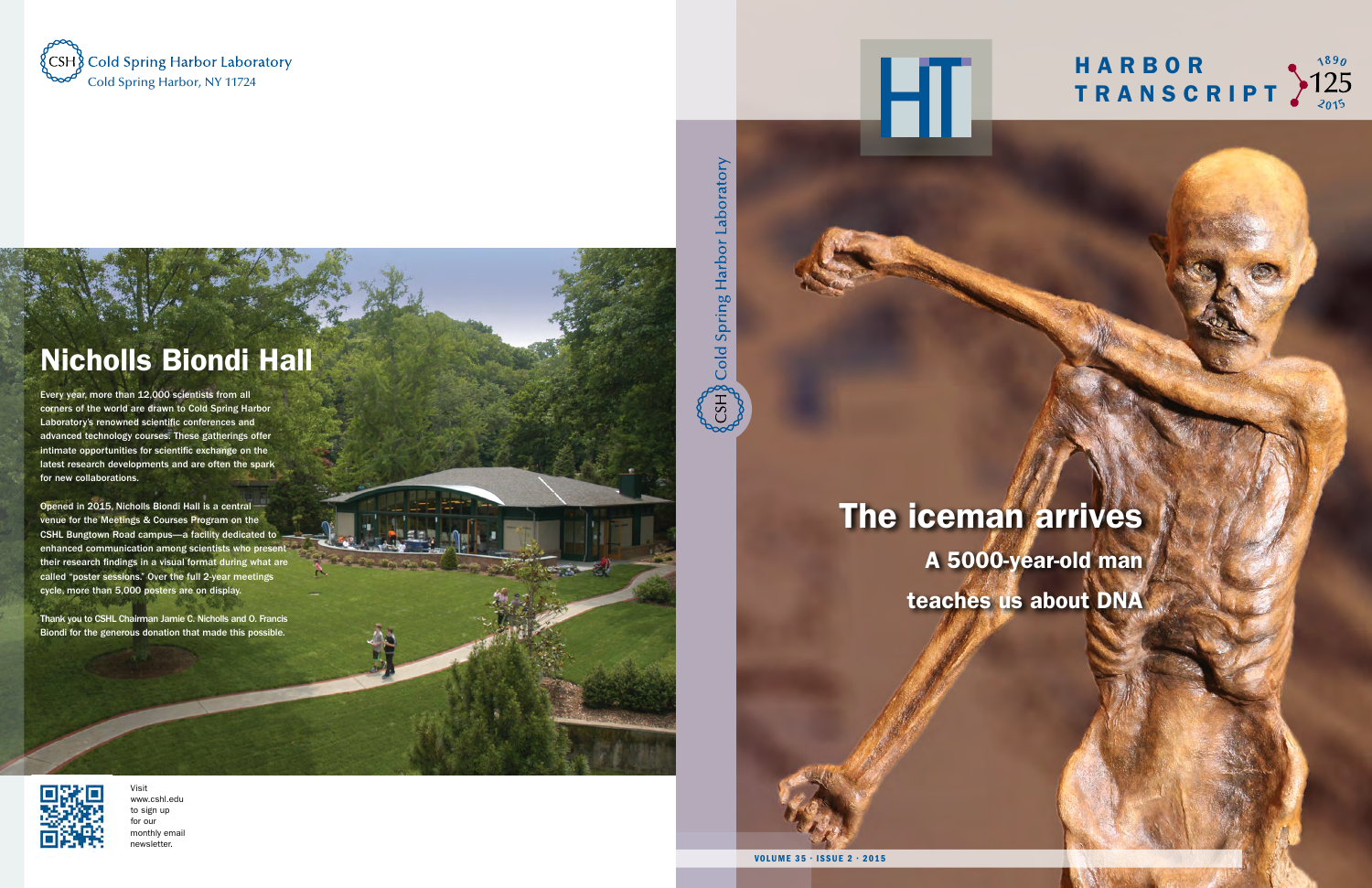Cold Spring Harbor Laboratory
Cold Spring Harbor, NY 11724

# Nicholls Biondi Hall

Every year, more than 12,000 scientists from all corners of the world are drawn to Cold Spring Harbor Laboratory's renowned scientific conferences and advanced technology courses. These gatherings offer intimate opportunities for scientific exchange on the latest research developments and are often the spark for new collaborations.

Opened in 2015, Nicholls Biondi Hall is a central venue for the Meetings & Courses Program on the CSHL Bungtown Road campus—a facility dedicated to enhanced communication among scientists who present their research findings in a visual format during what are called "poster sessions." Over the full 2-year meetings cycle, more than 5,000 posters are on display.

Thank you to CSHL Chairman Jamie C. Nicholls and O. Francis Biondi for the generous donation that made this possible.

Visit www.cshl.edu to sign up for our monthly email newsletter.

Cold Spring Harbor Laboratory

HARBOR TRANSCRIPT

1890 125 2015

# The iceman arrives

## A 5000-year-old man teaches us about DNA

VOLUME 35 · ISSUE 2 · 2015